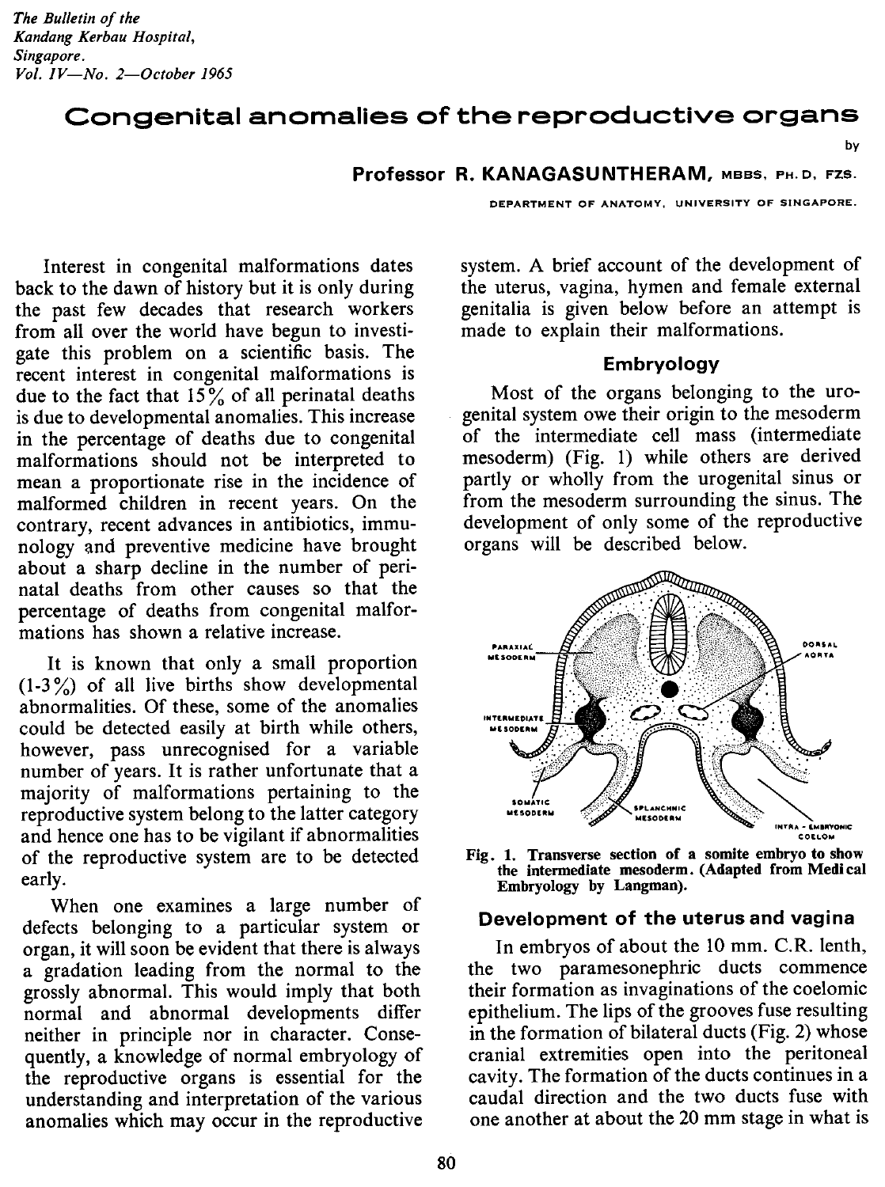# Congenital anomalies of the reproductive organs

by

**Professor R. KANAGASUNTHERAM, MBBS, PH.D, FZS.**

DEPARTMENT OF ANATOMY, UNIVERSITY OF SINGAPORE.

Interest in congenital malformations dates back to the dawn of history but it is only during the past few decades that research workers from all over the world have begun to investigate this problem on a scientific basis. The recent interest in congenital malformations is due to the fact that 15% of all perinatal deaths is due to developmental anomalies. This increase in the percentage of deaths due to congenital malformations should not be interpreted to mean a proportionate rise in the incidence of malformed children in recent years. On the contrary, recent advances in antibiotics, immunology and preventive medicine have brought about a sharp decline in the number of perinatal deaths from other causes so that the percentage of deaths from congenital malformations has shown a relative increase.

It is known that only a small proportion (1-3%) of all live births show developmental abnormalities. Of these, some of the anomalies could be detected easily at birth while others, however, pass unrecognised for a variable number of years. It is rather unfortunate that a majority of malformations pertaining to the reproductive system belong to the latter category and hence one has to be vigilant if abnormalities of the reproductive system are to be detected early.

When one examines a large number of defects belonging to a particular system or organ, it will soon be evident that there is always a gradation leading from the normal to the grossly abnormal. This would imply that both normal and abnormal developments differ neither in principle nor in character. Consequently, a knowledge of normal embryology of the reproductive organs is essential for the understanding and interpretation of the various anomalies which may occur in the reproductive system. A brief account of the development of the uterus, vagina, hymen and female external genitalia is given below before an attempt is made to explain their malformations.

## Embryology

Most of the organs belonging to the urogenital system owe their origin to the mesoderm of the intermediate cell mass (intermediate mesoderm) (Fig. 1) while others are derived partly or wholly from the urogenital sinus or from the mesoderm surrounding the sinus. The development of only some of the reproductive organs will be described below.

**Fig. 1. Transverse section of a somite embryo to show the intermediate mesoderm. (Adapted from Medical Embryology by Langman).**

### Development of the uterus and vagina

In embryos of about the 10 mm. C.R. lenth, the two paramesonephric ducts commence their formation as invaginations of the coelomic epithelium. The lips of the grooves fuse resulting in the formation of bilateral ducts (Fig. 2) whose cranial extremities open into the peritoneal cavity. The formation of the ducts continues in a caudal direction and the two ducts fuse with one another at about the 20 mm stage in what is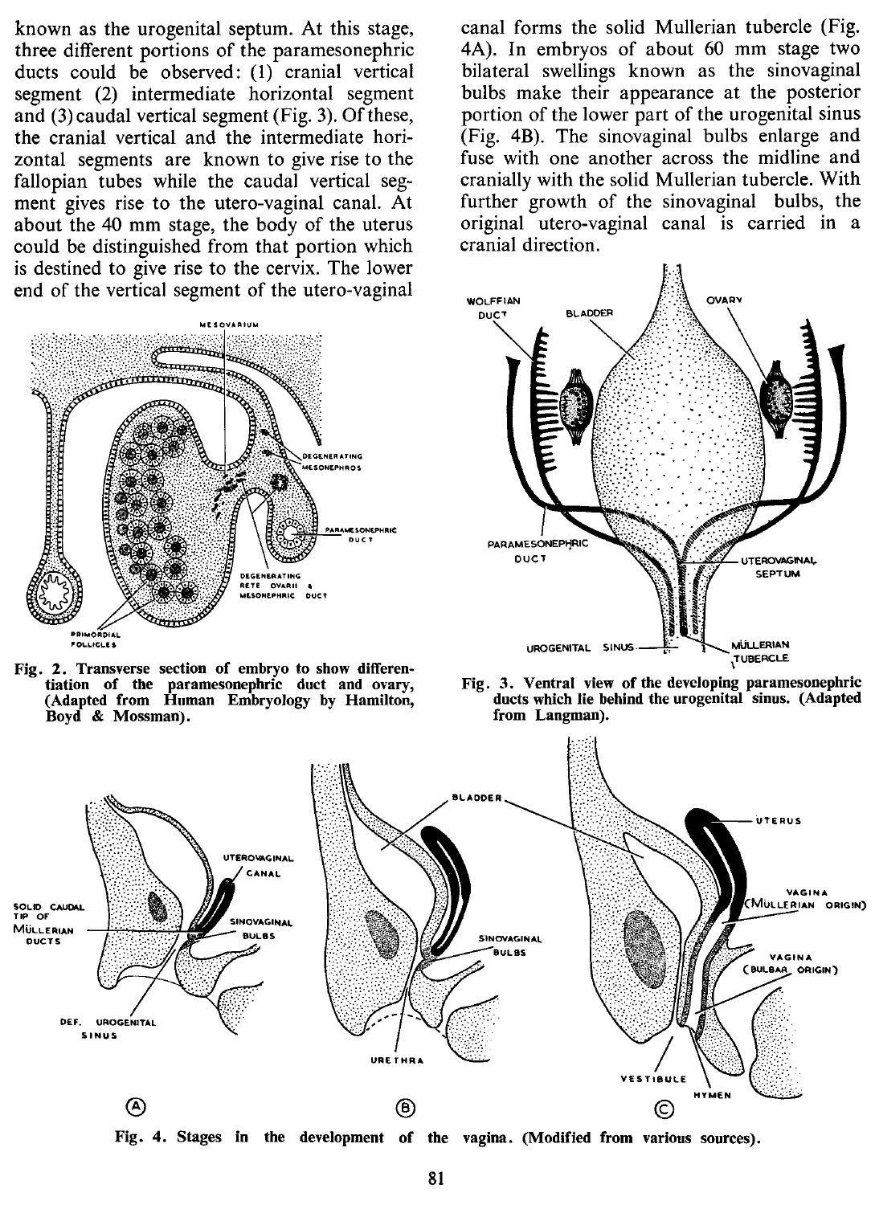known as the urogenital septum. At this stage, three different portions of the paramesonephric ducts could be observed: (1) cranial vertical segment (2) intermediate horizontal segment and (3) caudal vertical segment (Fig. 3). Of these, the cranial vertical and the intermediate horizontal segments are known to give rise to the fallopian tubes while the caudal vertical segment gives rise to the utero-vaginal canal. At about the 40 mm stage, the body of the uterus could be distinguished from that portion which is destined to give rise to the cervix. The lower end of the vertical segment of the utero-vaginal canal forms the solid Mullerian tubercle (Fig. 4A). In embryos of about 60 mm stage two bilateral swellings known as the sinovaginal bulbs make their appearance at the posterior portion of the lower part of the urogenital sinus (Fig. 4B). The sinovaginal bulbs enlarge and fuse with one another across the midline and cranially with the solid Mullerian tubercle. With further growth of the sinovaginal bulbs, the original utero-vaginal canal is carried in a cranial direction.

**Fig. 2.** Transverse section of embryo to show differentiation of the paramesonephric duct and ovary, (Adapted from Human Embryology by Hamilton, Boyd & Mossman).

**Fig. 3.** Ventral view of the developing paramesonephric ducts which lie behind the urogenital sinus. (Adapted from Langman).

**Fig. 4.** Stages in the development of the vagina. (Modified from various sources).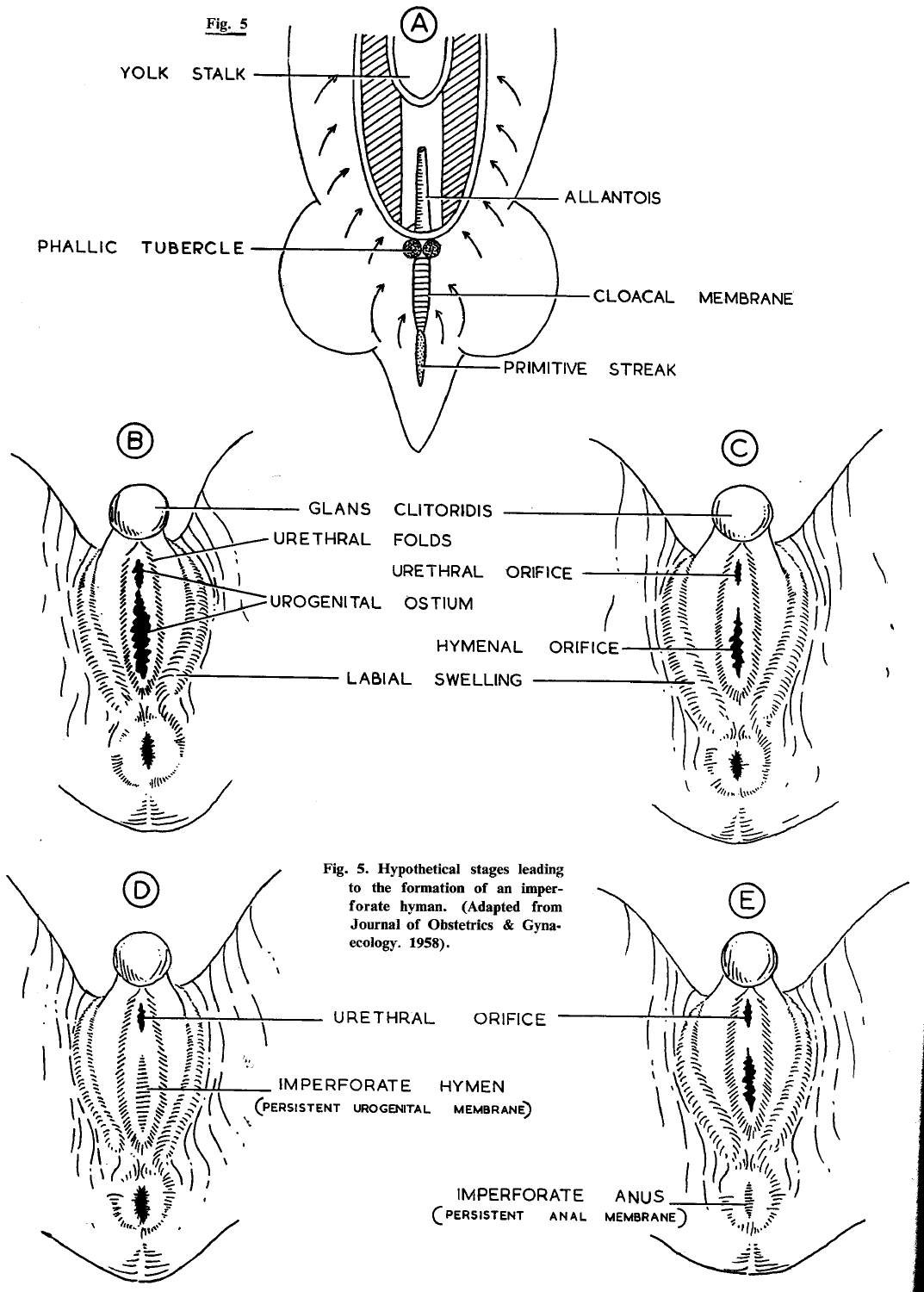**Fig. 5**

Fig. 5. Hypothetical stages leading to the formation of an imperforate hyman. (Adapted from Journal of Obstetrics & Gynaecology. 1958).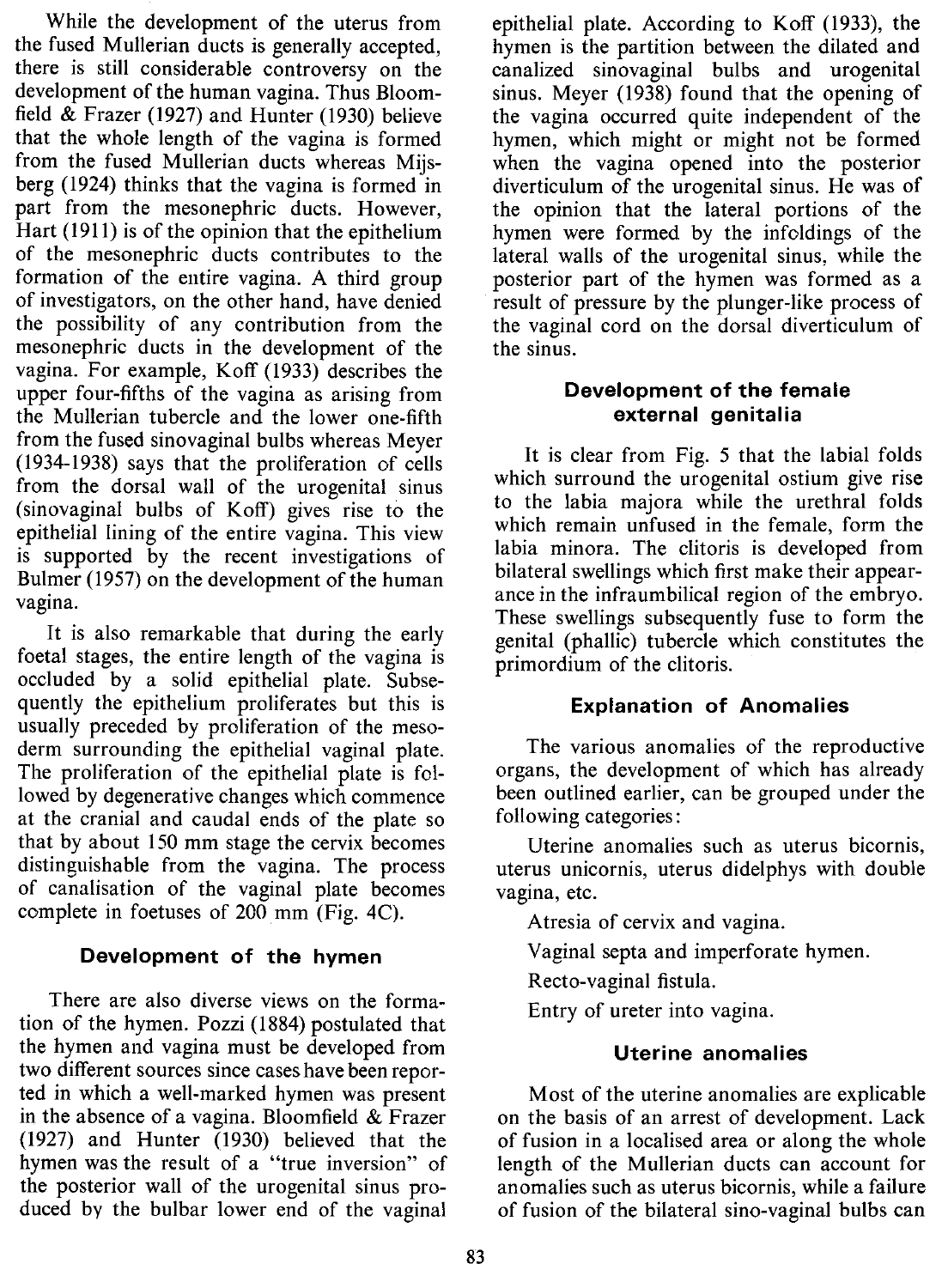While the development of the uterus from the fused Mullerian ducts is generally accepted, there is still considerable controversy on the development of the human vagina. Thus Bloomfield & Frazer (1927) and Hunter (1930) believe that the whole length of the vagina is formed from the fused Mullerian ducts whereas Mijsberg (1924) thinks that the vagina is formed in part from the mesonephric ducts. However, Hart (1911) is of the opinion that the epithelium of the mesonephric ducts contributes to the formation of the entire vagina. A third group of investigators, on the other hand, have denied the possibility of any contribution from the mesonephric ducts in the development of the vagina. For example, Koff (1933) describes the upper four-fifths of the vagina as arising from the Mullerian tubercle and the lower one-fifth from the fused sinovaginal bulbs whereas Meyer (1934-1938) says that the proliferation of cells from the dorsal wall of the urogenital sinus (sinovaginal bulbs of Koff) gives rise to the epithelial lining of the entire vagina. This view is supported by the recent investigations of Bulmer (1957) on the development of the human vagina.

It is also remarkable that during the early foetal stages, the entire length of the vagina is occluded by a solid epithelial plate. Subsequently the epithelium proliferates but this is usually preceded by proliferation of the mesoderm surrounding the epithelial vaginal plate. The proliferation of the epithelial plate is followed by degenerative changes which commence at the cranial and caudal ends of the plate so that by about 150 mm stage the cervix becomes distinguishable from the vagina. The process of canalisation of the vaginal plate becomes complete in foetuses of 200 mm (Fig. 4C).

## Development of the hymen

There are also diverse views on the formation of the hymen. Pozzi (1884) postulated that the hymen and vagina must be developed from two different sources since cases have been reported in which a well-marked hymen was present in the absence of a vagina. Bloomfield & Frazer (1927) and Hunter (1930) believed that the hymen was the result of a "true inversion" of the posterior wall of the urogenital sinus produced by the bulbar lower end of the vaginal epithelial plate. According to Koff (1933), the hymen is the partition between the dilated and canalized sinovaginal bulbs and urogenital sinus. Meyer (1938) found that the opening of the vagina occurred quite independent of the hymen, which might or might not be formed when the vagina opened into the posterior diverticulum of the urogenital sinus. He was of the opinion that the lateral portions of the hymen were formed by the infoldings of the lateral walls of the urogenital sinus, while the posterior part of the hymen was formed as a result of pressure by the plunger-like process of the vaginal cord on the dorsal diverticulum of the sinus.

## Development of the female external genitalia

It is clear from Fig. 5 that the labial folds which surround the urogenital ostium give rise to the labia majora while the urethral folds which remain unfused in the female, form the labia minora. The clitoris is developed from bilateral swellings which first make their appearance in the infraumbilical region of the embryo. These swellings subsequently fuse to form the genital (phallic) tubercle which constitutes the primordium of the clitoris.

## Explanation of Anomalies

The various anomalies of the reproductive organs, the development of which has already been outlined earlier, can be grouped under the following categories:

Uterine anomalies such as uterus bicornis, uterus unicornis, uterus didelphys with double vagina, etc.

Atresia of cervix and vagina.

Vaginal septa and imperforate hymen.

Recto-vaginal fistula.

Entry of ureter into vagina.

## Uterine anomalies

Most of the uterine anomalies are explicable on the basis of an arrest of development. Lack of fusion in a localised area or along the whole length of the Mullerian ducts can account for anomalies such as uterus bicornis, while a failure of fusion of the bilateral sino-vaginal bulbs can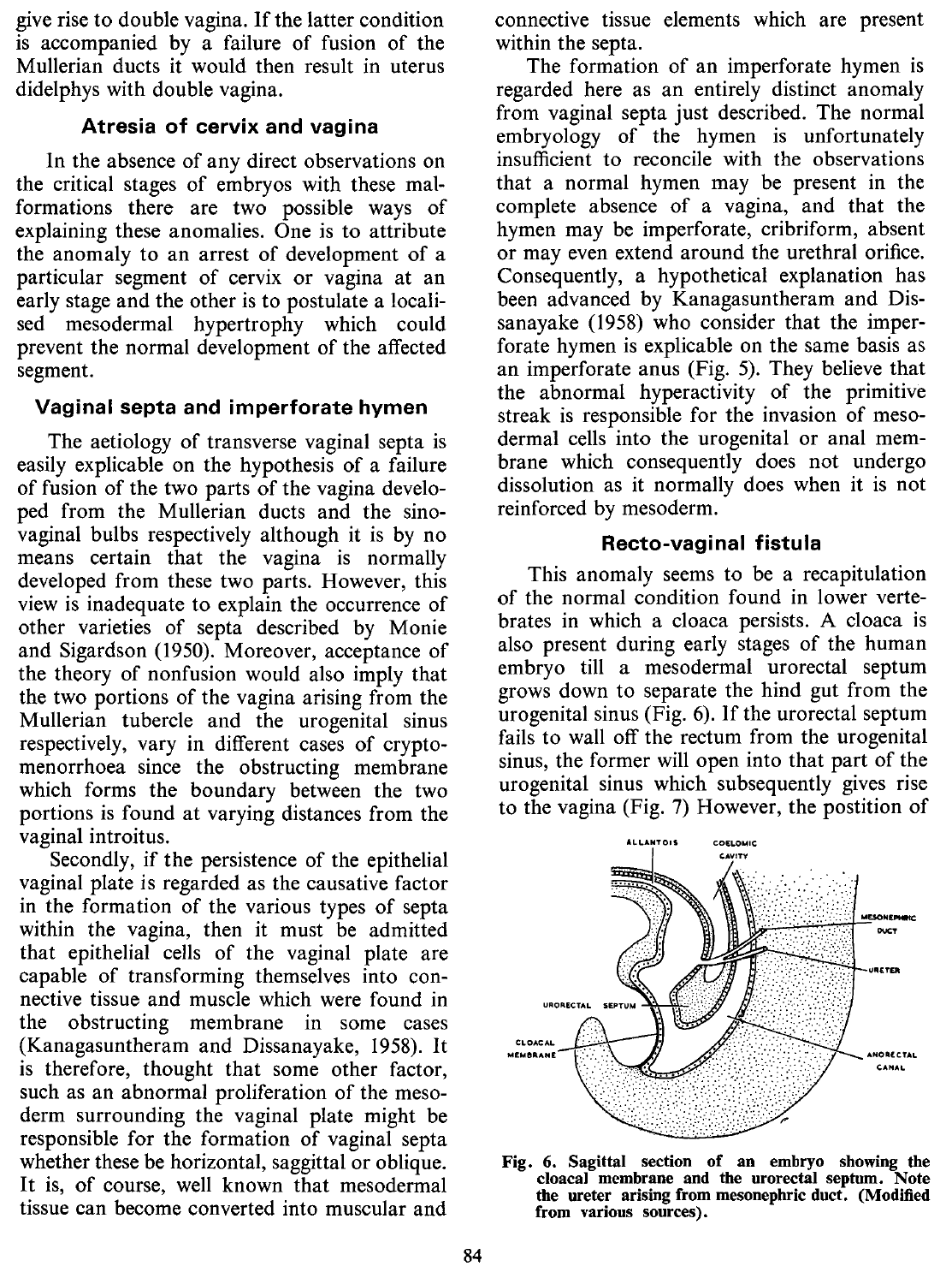give rise to double vagina. If the latter condition is accompanied by a failure of fusion of the Mullerian ducts it would then result in uterus didelphys with double vagina.

### Atresia of cervix and vagina

In the absence of any direct observations on the critical stages of embryos with these malformations there are two possible ways of explaining these anomalies. One is to attribute the anomaly to an arrest of development of a particular segment of cervix or vagina at an early stage and the other is to postulate a localised mesodermal hypertrophy which could prevent the normal development of the affected segment.

### Vaginal septa and imperforate hymen

The aetiology of transverse vaginal septa is easily explicable on the hypothesis of a failure of fusion of the two parts of the vagina developed from the Mullerian ducts and the sinovaginal bulbs respectively although it is by no means certain that the vagina is normally developed from these two parts. However, this view is inadequate to explain the occurrence of other varieties of septa described by Monie and Sigardson (1950). Moreover, acceptance of the theory of nonfusion would also imply that the two portions of the vagina arising from the Mullerian tubercle and the urogenital sinus respectively, vary in different cases of cryptomenorrhoea since the obstructing membrane which forms the boundary between the two portions is found at varying distances from the vaginal introitus.

Secondly, if the persistence of the epithelial vaginal plate is regarded as the causative factor in the formation of the various types of septa within the vagina, then it must be admitted that epithelial cells of the vaginal plate are capable of transforming themselves into connective tissue and muscle which were found in the obstructing membrane in some cases (Kanagasuntheram and Dissanayake, 1958). It is therefore, thought that some other factor, such as an abnormal proliferation of the mesoderm surrounding the vaginal plate might be responsible for the formation of vaginal septa whether these be horizontal, saggittal or oblique. It is, of course, well known that mesodermal tissue can become converted into muscular and connective tissue elements which are present within the septa.

The formation of an imperforate hymen is regarded here as an entirely distinct anomaly from vaginal septa just described. The normal embryology of the hymen is unfortunately insufficient to reconcile with the observations that a normal hymen may be present in the complete absence of a vagina, and that the hymen may be imperforate, cribriform, absent or may even extend around the urethral orifice. Consequently, a hypothetical explanation has been advanced by Kanagasuntheram and Dissanayake (1958) who consider that the imperforate hymen is explicable on the same basis as an imperforate anus (Fig. 5). They believe that the abnormal hyperactivity of the primitive streak is responsible for the invasion of mesodermal cells into the urogenital or anal membrane which consequently does not undergo dissolution as it normally does when it is not reinforced by mesoderm.

### Recto-vaginal fistula

This anomaly seems to be a recapitulation of the normal condition found in lower vertebrates in which a cloaca persists. A cloaca is also present during early stages of the human embryo till a mesodermal urorectal septum grows down to separate the hind gut from the urogenital sinus (Fig. 6). If the urorectal septum fails to wall off the rectum from the urogenital sinus, the former will open into that part of the urogenital sinus which subsequently gives rise to the vagina (Fig. 7) However, the postition of

**Fig. 6. Sagittal section of an embryo showing the cloacal membrane and the urorectal septum. Note the ureter arising from mesonephric duct. (Modified from various sources).**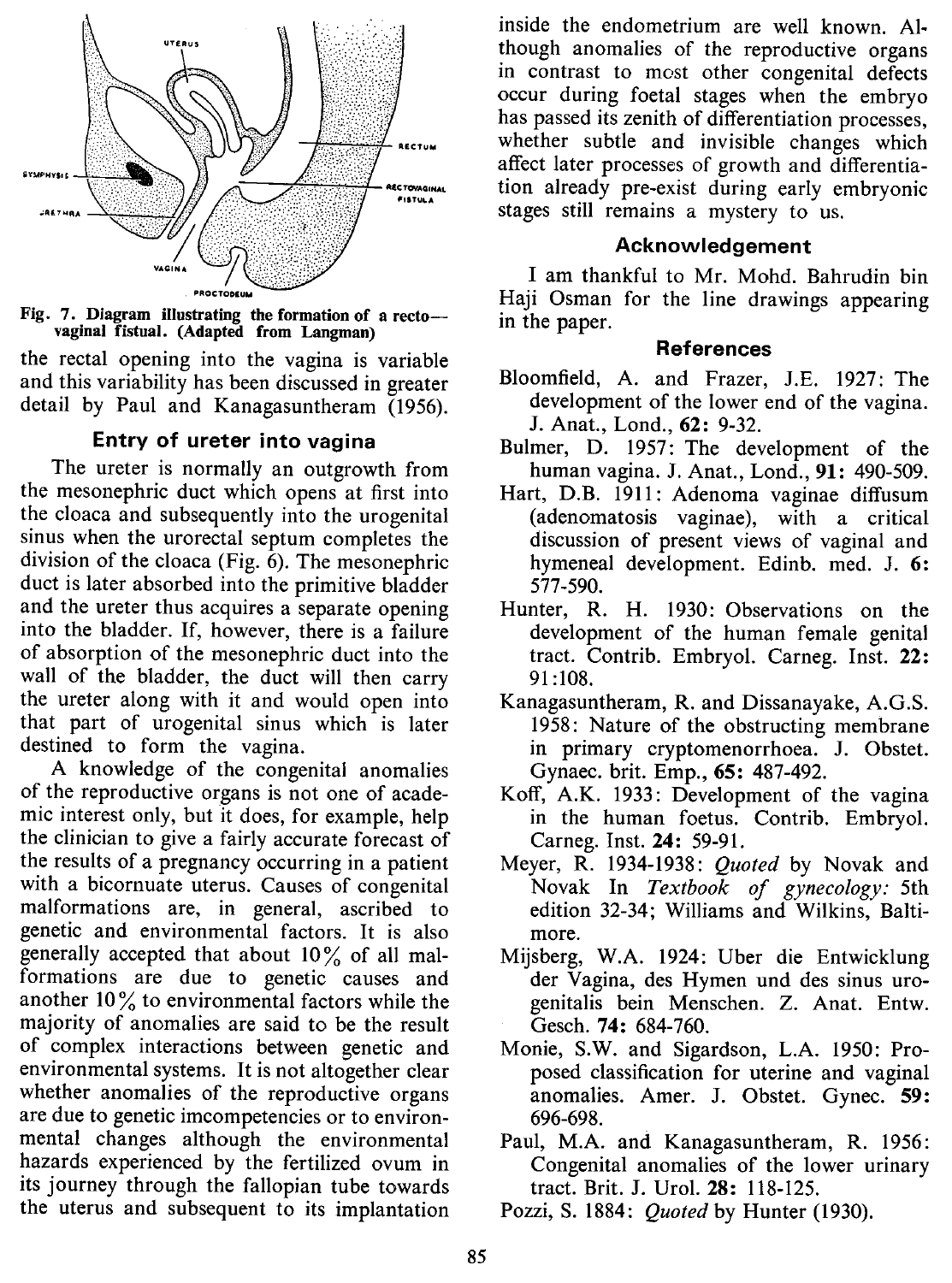UTERUS

RECTUM

SYMPHYSIS

RECTOVAGINAL FISTULA

URETHRA

VAGINA

PROCTODEUM

**Fig. 7. Diagram illustrating the formation of a recto—vaginal fistual. (Adapted from Langman)**

the rectal opening into the vagina is variable and this variability has been discussed in greater detail by Paul and Kanagasuntheram (1956).

### Entry of ureter into vagina

The ureter is normally an outgrowth from the mesonephric duct which opens at first into the cloaca and subsequently into the urogenital sinus when the urorectal septum completes the division of the cloaca (Fig. 6). The mesonephric duct is later absorbed into the primitive bladder and the ureter thus acquires a separate opening into the bladder. If, however, there is a failure of absorption of the mesonephric duct into the wall of the bladder, the duct will then carry the ureter along with it and would open into that part of urogenital sinus which is later destined to form the vagina.

A knowledge of the congenital anomalies of the reproductive organs is not one of academic interest only, but it does, for example, help the clinician to give a fairly accurate forecast of the results of a pregnancy occurring in a patient with a bicornuate uterus. Causes of congenital malformations are, in general, ascribed to genetic and environmental factors. It is also generally accepted that about 10% of all malformations are due to genetic causes and another 10% to environmental factors while the majority of anomalies are said to be the result of complex interactions between genetic and environmental systems. It is not altogether clear whether anomalies of the reproductive organs are due to genetic imcompetencies or to environmental changes although the environmental hazards experienced by the fertilized ovum in its journey through the fallopian tube towards the uterus and subsequent to its implantation inside the endometrium are well known. Although anomalies of the reproductive organs in contrast to most other congenital defects occur during foetal stages when the embryo has passed its zenith of differentiation processes, whether subtle and invisible changes which affect later processes of growth and differentiation already pre-exist during early embryonic stages still remains a mystery to us.

### Acknowledgement

I am thankful to Mr. Mohd. Bahrudin bin Haji Osman for the line drawings appearing in the paper.

### References

Bloomfield, A. and Frazer, J.E. 1927: The development of the lower end of the vagina. J. Anat., Lond., **62:** 9-32.

Bulmer, D. 1957: The development of the human vagina. J. Anat., Lond., **91:** 490-509.

Hart, D.B. 1911: Adenoma vaginae diffusum (adenomatosis vaginae), with a critical discussion of present views of vaginal and hymeneal development. Edinb. med. J. **6:** 577-590.

Hunter, R. H. 1930: Observations on the development of the human female genital tract. Contrib. Embryol. Carneg. Inst. **22:** 91:108.

Kanagasuntheram, R. and Dissanayake, A.G.S. 1958: Nature of the obstructing membrane in primary cryptomenorrhoea. J. Obstet. Gynaec. brit. Emp., **65:** 487-492.

Koff, A.K. 1933: Development of the vagina in the human foetus. Contrib. Embryol. Carneg. Inst. **24:** 59-91.

Meyer, R. 1934-1938: *Quoted* by Novak and Novak In *Textbook of gynecology:* 5th edition 32-34; Williams and Wilkins, Baltimore.

Mijsberg, W.A. 1924: Uber die Entwicklung der Vagina, des Hymen und des sinus urogenitalis bein Menschen. Z. Anat. Entw. Gesch. **74:** 684-760.

Monie, S.W. and Sigardson, L.A. 1950: Proposed classification for uterine and vaginal anomalies. Amer. J. Obstet. Gynec. **59:** 696-698.

Paul, M.A. and Kanagasuntheram, R. 1956: Congenital anomalies of the lower urinary tract. Brit. J. Urol. **28:** 118-125.

Pozzi, S. 1884: *Quoted* by Hunter (1930).